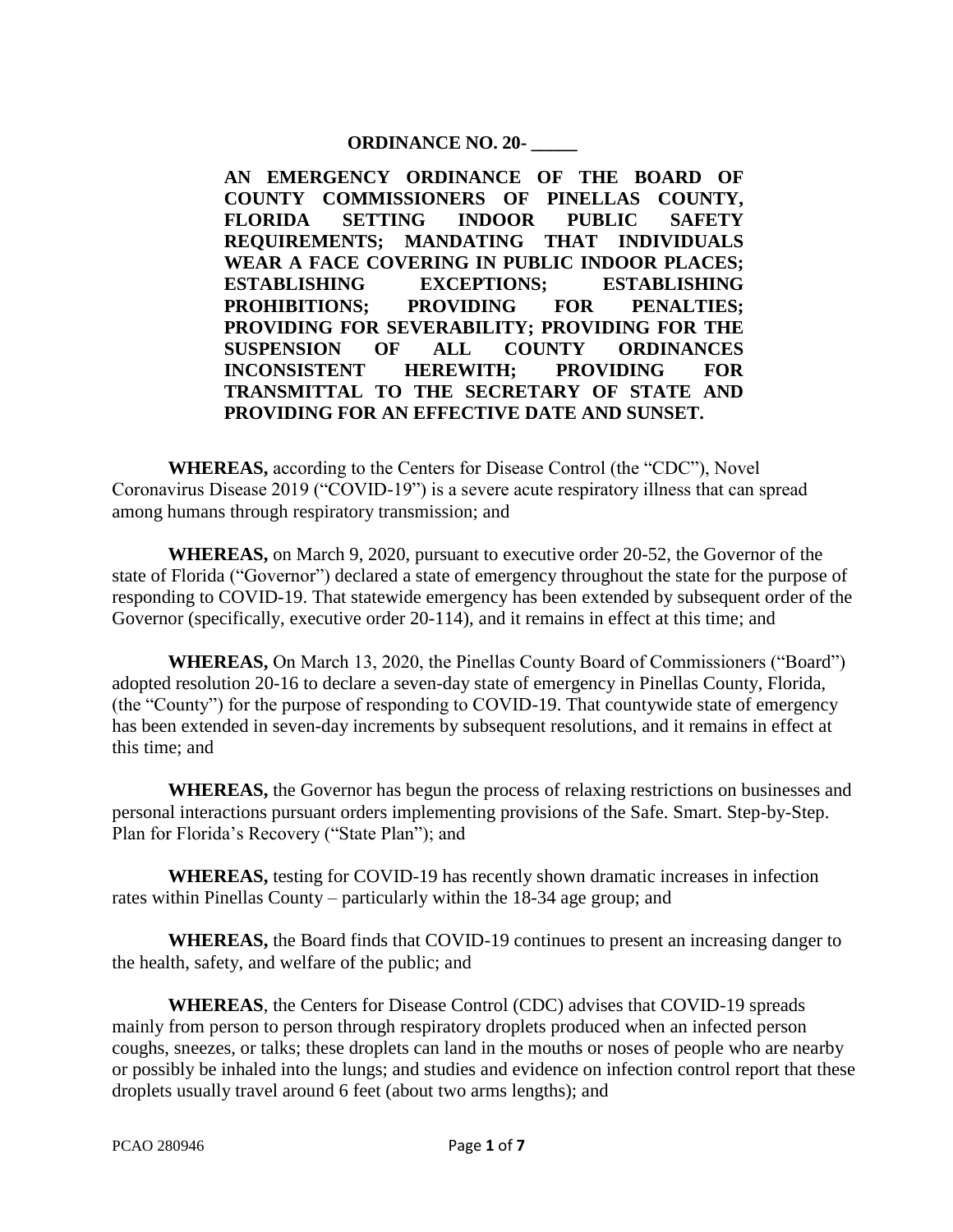# ORDINANCE NO. 20- _____

**AN EMERGENCY ORDINANCE OF THE BOARD OF COUNTY COMMISSIONERS OF PINELLAS COUNTY, FLORIDA SETTING INDOOR PUBLIC SAFETY REQUIREMENTS; MANDATING THAT INDIVIDUALS WEAR A FACE COVERING IN PUBLIC INDOOR PLACES; ESTABLISHING EXCEPTIONS; ESTABLISHING PROHIBITIONS; PROVIDING FOR PENALTIES; PROVIDING FOR SEVERABILITY; PROVIDING FOR THE SUSPENSION OF ALL COUNTY ORDINANCES INCONSISTENT HEREWITH; PROVIDING FOR TRANSMITTAL TO THE SECRETARY OF STATE AND PROVIDING FOR AN EFFECTIVE DATE AND SUNSET.**

**WHEREAS,** according to the Centers for Disease Control (the "CDC"), Novel Coronavirus Disease 2019 ("COVID-19") is a severe acute respiratory illness that can spread among humans through respiratory transmission; and

**WHEREAS,** on March 9, 2020, pursuant to executive order 20-52, the Governor of the state of Florida ("Governor") declared a state of emergency throughout the state for the purpose of responding to COVID-19. That statewide emergency has been extended by subsequent order of the Governor (specifically, executive order 20-114), and it remains in effect at this time; and

**WHEREAS,** On March 13, 2020, the Pinellas County Board of Commissioners ("Board") adopted resolution 20-16 to declare a seven-day state of emergency in Pinellas County, Florida, (the "County") for the purpose of responding to COVID-19. That countywide state of emergency has been extended in seven-day increments by subsequent resolutions, and it remains in effect at this time; and

**WHEREAS,** the Governor has begun the process of relaxing restrictions on businesses and personal interactions pursuant orders implementing provisions of the Safe. Smart. Step-by-Step. Plan for Florida's Recovery ("State Plan"); and

**WHEREAS,** testing for COVID-19 has recently shown dramatic increases in infection rates within Pinellas County – particularly within the 18-34 age group; and

**WHEREAS,** the Board finds that COVID-19 continues to present an increasing danger to the health, safety, and welfare of the public; and

**WHEREAS**, the Centers for Disease Control (CDC) advises that COVID-19 spreads mainly from person to person through respiratory droplets produced when an infected person coughs, sneezes, or talks; these droplets can land in the mouths or noses of people who are nearby or possibly be inhaled into the lungs; and studies and evidence on infection control report that these droplets usually travel around 6 feet (about two arms lengths); and

PCAO 280946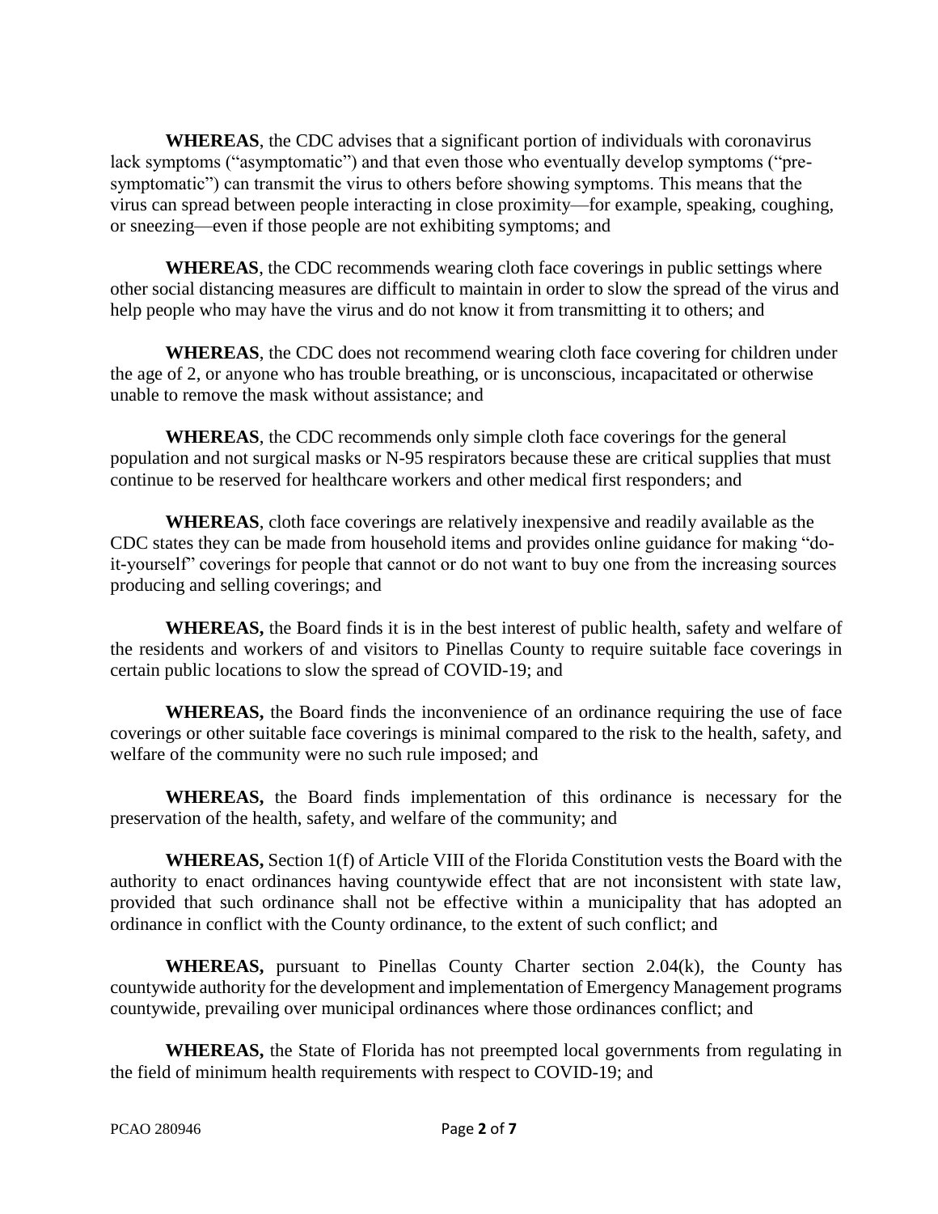**WHEREAS**, the CDC advises that a significant portion of individuals with coronavirus lack symptoms ("asymptomatic") and that even those who eventually develop symptoms ("pre-symptomatic") can transmit the virus to others before showing symptoms. This means that the virus can spread between people interacting in close proximity—for example, speaking, coughing, or sneezing—even if those people are not exhibiting symptoms; and

**WHEREAS**, the CDC recommends wearing cloth face coverings in public settings where other social distancing measures are difficult to maintain in order to slow the spread of the virus and help people who may have the virus and do not know it from transmitting it to others; and

**WHEREAS**, the CDC does not recommend wearing cloth face covering for children under the age of 2, or anyone who has trouble breathing, or is unconscious, incapacitated or otherwise unable to remove the mask without assistance; and

**WHEREAS**, the CDC recommends only simple cloth face coverings for the general population and not surgical masks or N-95 respirators because these are critical supplies that must continue to be reserved for healthcare workers and other medical first responders; and

**WHEREAS**, cloth face coverings are relatively inexpensive and readily available as the CDC states they can be made from household items and provides online guidance for making "do-it-yourself" coverings for people that cannot or do not want to buy one from the increasing sources producing and selling coverings; and

**WHEREAS,** the Board finds it is in the best interest of public health, safety and welfare of the residents and workers of and visitors to Pinellas County to require suitable face coverings in certain public locations to slow the spread of COVID-19; and

**WHEREAS,** the Board finds the inconvenience of an ordinance requiring the use of face coverings or other suitable face coverings is minimal compared to the risk to the health, safety, and welfare of the community were no such rule imposed; and

**WHEREAS,** the Board finds implementation of this ordinance is necessary for the preservation of the health, safety, and welfare of the community; and

**WHEREAS,** Section 1(f) of Article VIII of the Florida Constitution vests the Board with the authority to enact ordinances having countywide effect that are not inconsistent with state law, provided that such ordinance shall not be effective within a municipality that has adopted an ordinance in conflict with the County ordinance, to the extent of such conflict; and

**WHEREAS,** pursuant to Pinellas County Charter section 2.04(k), the County has countywide authority for the development and implementation of Emergency Management programs countywide, prevailing over municipal ordinances where those ordinances conflict; and

**WHEREAS,** the State of Florida has not preempted local governments from regulating in the field of minimum health requirements with respect to COVID-19; and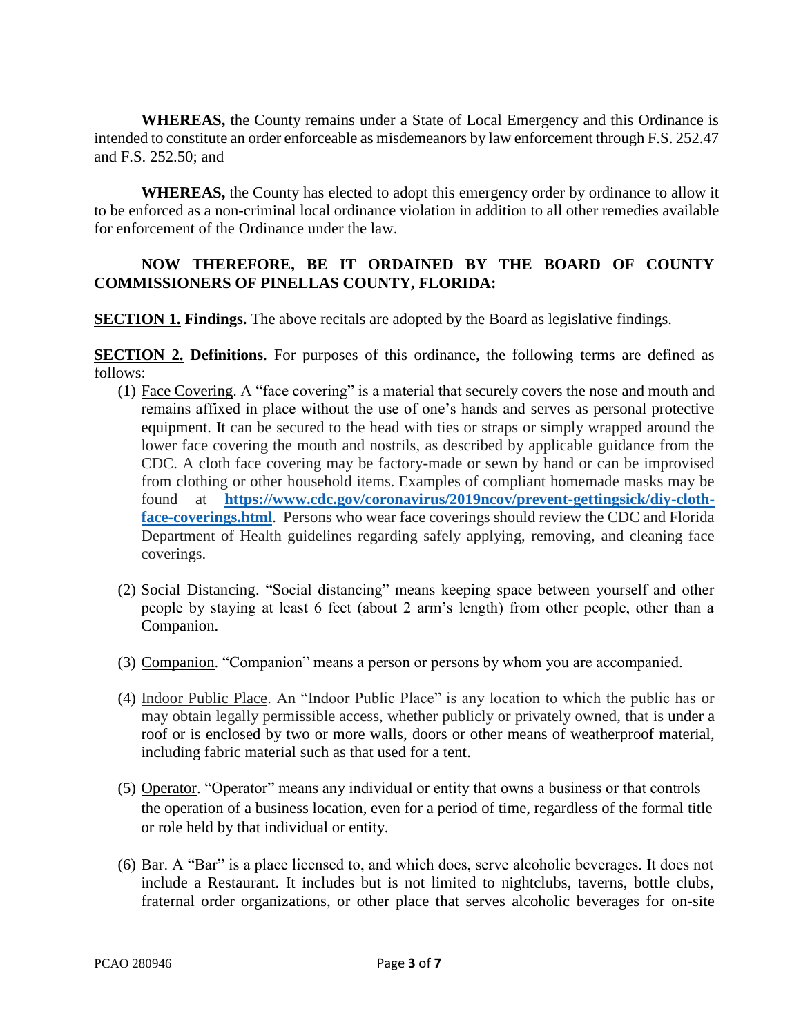**WHEREAS,** the County remains under a State of Local Emergency and this Ordinance is intended to constitute an order enforceable as misdemeanors by law enforcement through F.S. 252.47 and F.S. 252.50; and

**WHEREAS,** the County has elected to adopt this emergency order by ordinance to allow it to be enforced as a non-criminal local ordinance violation in addition to all other remedies available for enforcement of the Ordinance under the law.

**NOW THEREFORE, BE IT ORDAINED BY THE BOARD OF COUNTY COMMISSIONERS OF PINELLAS COUNTY, FLORIDA:**

**SECTION 1. Findings.** The above recitals are adopted by the Board as legislative findings.

**SECTION 2. Definitions**. For purposes of this ordinance, the following terms are defined as follows:

(1) Face Covering. A "face covering" is a material that securely covers the nose and mouth and remains affixed in place without the use of one's hands and serves as personal protective equipment. It can be secured to the head with ties or straps or simply wrapped around the lower face covering the mouth and nostrils, as described by applicable guidance from the CDC. A cloth face covering may be factory-made or sewn by hand or can be improvised from clothing or other household items. Examples of compliant homemade masks may be found at **https://www.cdc.gov/coronavirus/2019ncov/prevent-gettingsick/diy-cloth-face-coverings.html**. Persons who wear face coverings should review the CDC and Florida Department of Health guidelines regarding safely applying, removing, and cleaning face coverings.

(2) Social Distancing. "Social distancing" means keeping space between yourself and other people by staying at least 6 feet (about 2 arm's length) from other people, other than a Companion.

(3) Companion. "Companion" means a person or persons by whom you are accompanied.

(4) Indoor Public Place. An "Indoor Public Place" is any location to which the public has or may obtain legally permissible access, whether publicly or privately owned, that is under a roof or is enclosed by two or more walls, doors or other means of weatherproof material, including fabric material such as that used for a tent.

(5) Operator. "Operator" means any individual or entity that owns a business or that controls the operation of a business location, even for a period of time, regardless of the formal title or role held by that individual or entity.

(6) Bar. A "Bar" is a place licensed to, and which does, serve alcoholic beverages. It does not include a Restaurant. It includes but is not limited to nightclubs, taverns, bottle clubs, fraternal order organizations, or other place that serves alcoholic beverages for on-site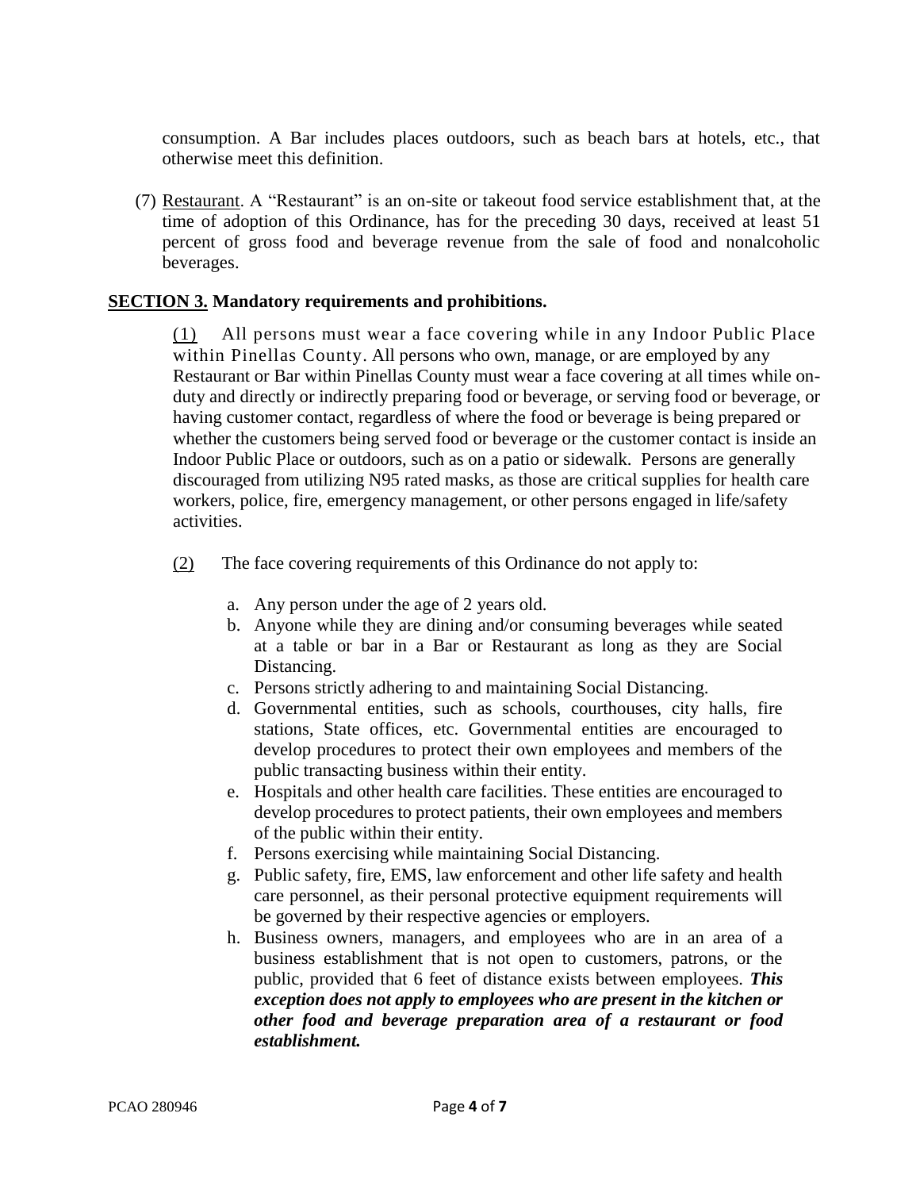consumption. A Bar includes places outdoors, such as beach bars at hotels, etc., that otherwise meet this definition.

(7) Restaurant. A "Restaurant" is an on-site or takeout food service establishment that, at the time of adoption of this Ordinance, has for the preceding 30 days, received at least 51 percent of gross food and beverage revenue from the sale of food and nonalcoholic beverages.

**SECTION 3. Mandatory requirements and prohibitions.**

(1) All persons must wear a face covering while in any Indoor Public Place within Pinellas County. All persons who own, manage, or are employed by any Restaurant or Bar within Pinellas County must wear a face covering at all times while on-duty and directly or indirectly preparing food or beverage, or serving food or beverage, or having customer contact, regardless of where the food or beverage is being prepared or whether the customers being served food or beverage or the customer contact is inside an Indoor Public Place or outdoors, such as on a patio or sidewalk. Persons are generally discouraged from utilizing N95 rated masks, as those are critical supplies for health care workers, police, fire, emergency management, or other persons engaged in life/safety activities.

(2) The face covering requirements of this Ordinance do not apply to:

a. Any person under the age of 2 years old.
b. Anyone while they are dining and/or consuming beverages while seated at a table or bar in a Bar or Restaurant as long as they are Social Distancing.
c. Persons strictly adhering to and maintaining Social Distancing.
d. Governmental entities, such as schools, courthouses, city halls, fire stations, State offices, etc. Governmental entities are encouraged to develop procedures to protect their own employees and members of the public transacting business within their entity.
e. Hospitals and other health care facilities. These entities are encouraged to develop procedures to protect patients, their own employees and members of the public within their entity.
f. Persons exercising while maintaining Social Distancing.
g. Public safety, fire, EMS, law enforcement and other life safety and health care personnel, as their personal protective equipment requirements will be governed by their respective agencies or employers.
h. Business owners, managers, and employees who are in an area of a business establishment that is not open to customers, patrons, or the public, provided that 6 feet of distance exists between employees. ***This exception does not apply to employees who are present in the kitchen or other food and beverage preparation area of a restaurant or food establishment.***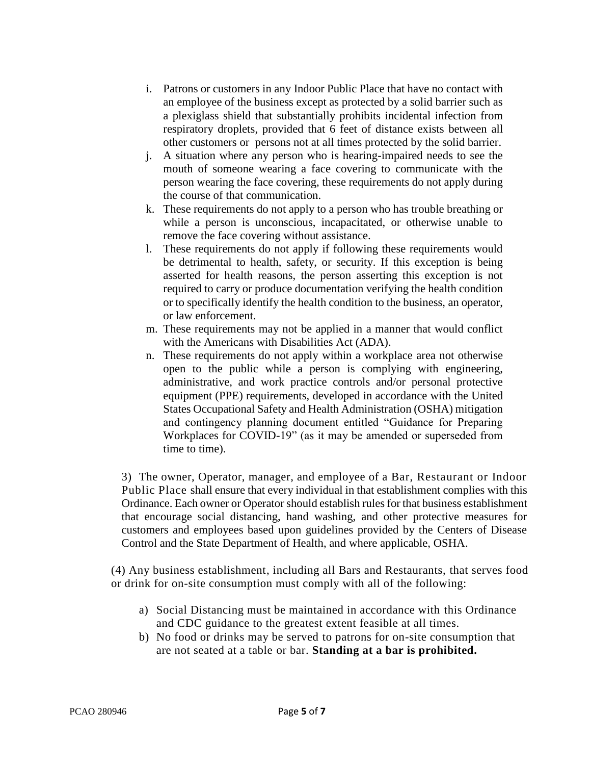i. Patrons or customers in any Indoor Public Place that have no contact with an employee of the business except as protected by a solid barrier such as a plexiglass shield that substantially prohibits incidental infection from respiratory droplets, provided that 6 feet of distance exists between all other customers or persons not at all times protected by the solid barrier.

j. A situation where any person who is hearing-impaired needs to see the mouth of someone wearing a face covering to communicate with the person wearing the face covering, these requirements do not apply during the course of that communication.

k. These requirements do not apply to a person who has trouble breathing or while a person is unconscious, incapacitated, or otherwise unable to remove the face covering without assistance.

l. These requirements do not apply if following these requirements would be detrimental to health, safety, or security. If this exception is being asserted for health reasons, the person asserting this exception is not required to carry or produce documentation verifying the health condition or to specifically identify the health condition to the business, an operator, or law enforcement.

m. These requirements may not be applied in a manner that would conflict with the Americans with Disabilities Act (ADA).

n. These requirements do not apply within a workplace area not otherwise open to the public while a person is complying with engineering, administrative, and work practice controls and/or personal protective equipment (PPE) requirements, developed in accordance with the United States Occupational Safety and Health Administration (OSHA) mitigation and contingency planning document entitled "Guidance for Preparing Workplaces for COVID-19" (as it may be amended or superseded from time to time).

3) The owner, Operator, manager, and employee of a Bar, Restaurant or Indoor Public Place shall ensure that every individual in that establishment complies with this Ordinance. Each owner or Operator should establish rules for that business establishment that encourage social distancing, hand washing, and other protective measures for customers and employees based upon guidelines provided by the Centers of Disease Control and the State Department of Health, and where applicable, OSHA.

(4) Any business establishment, including all Bars and Restaurants, that serves food or drink for on-site consumption must comply with all of the following:

a) Social Distancing must be maintained in accordance with this Ordinance and CDC guidance to the greatest extent feasible at all times.

b) No food or drinks may be served to patrons for on-site consumption that are not seated at a table or bar. **Standing at a bar is prohibited.**

PCAO 280946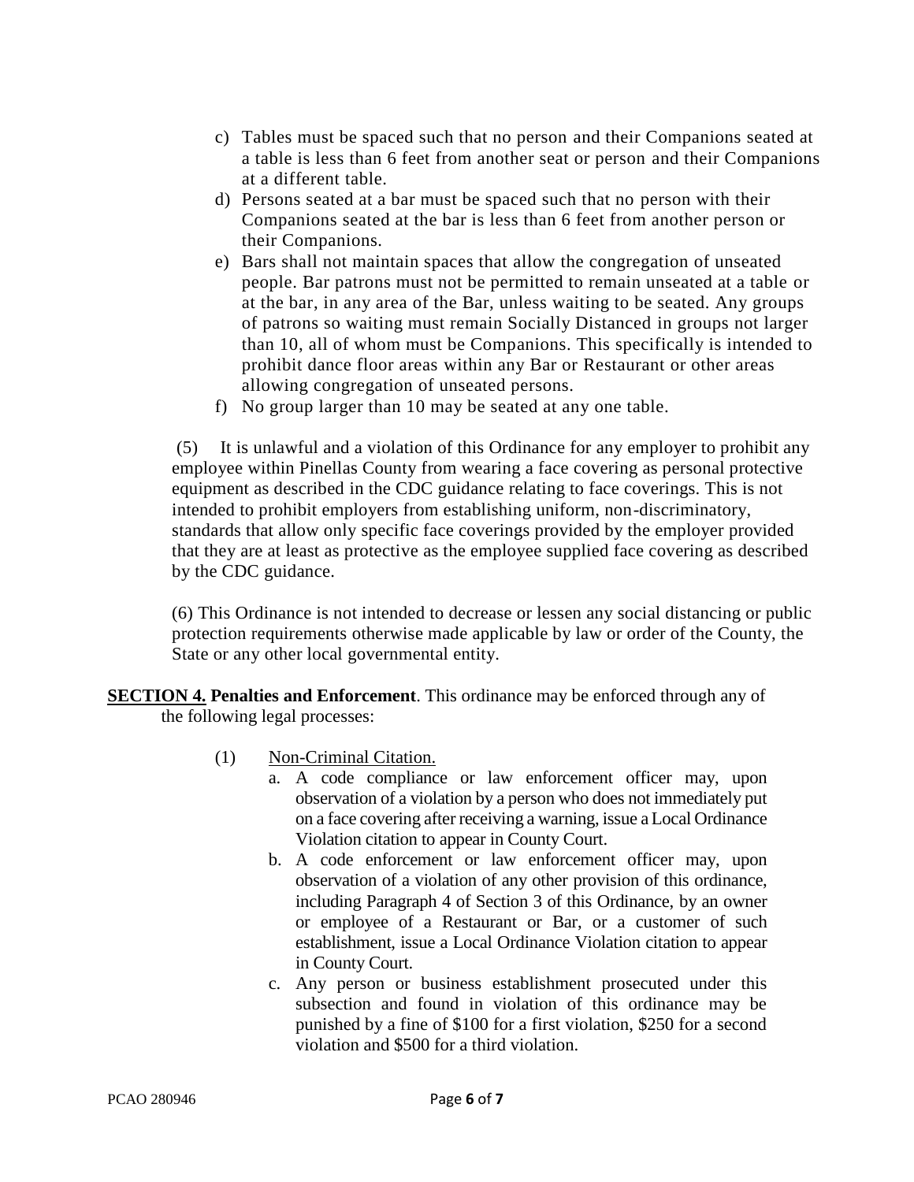c) Tables must be spaced such that no person and their Companions seated at a table is less than 6 feet from another seat or person and their Companions at a different table.
d) Persons seated at a bar must be spaced such that no person with their Companions seated at the bar is less than 6 feet from another person or their Companions.
e) Bars shall not maintain spaces that allow the congregation of unseated people. Bar patrons must not be permitted to remain unseated at a table or at the bar, in any area of the Bar, unless waiting to be seated. Any groups of patrons so waiting must remain Socially Distanced in groups not larger than 10, all of whom must be Companions. This specifically is intended to prohibit dance floor areas within any Bar or Restaurant or other areas allowing congregation of unseated persons.
f) No group larger than 10 may be seated at any one table.

(5) It is unlawful and a violation of this Ordinance for any employer to prohibit any employee within Pinellas County from wearing a face covering as personal protective equipment as described in the CDC guidance relating to face coverings. This is not intended to prohibit employers from establishing uniform, non-discriminatory, standards that allow only specific face coverings provided by the employer provided that they are at least as protective as the employee supplied face covering as described by the CDC guidance.

(6) This Ordinance is not intended to decrease or lessen any social distancing or public protection requirements otherwise made applicable by law or order of the County, the State or any other local governmental entity.

**SECTION 4. Penalties and Enforcement**. This ordinance may be enforced through any of the following legal processes:

(1) Non-Criminal Citation.

a. A code compliance or law enforcement officer may, upon observation of a violation by a person who does not immediately put on a face covering after receiving a warning, issue a Local Ordinance Violation citation to appear in County Court.

b. A code enforcement or law enforcement officer may, upon observation of a violation of any other provision of this ordinance, including Paragraph 4 of Section 3 of this Ordinance, by an owner or employee of a Restaurant or Bar, or a customer of such establishment, issue a Local Ordinance Violation citation to appear in County Court.

c. Any person or business establishment prosecuted under this subsection and found in violation of this ordinance may be punished by a fine of $100 for a first violation, $250 for a second violation and $500 for a third violation.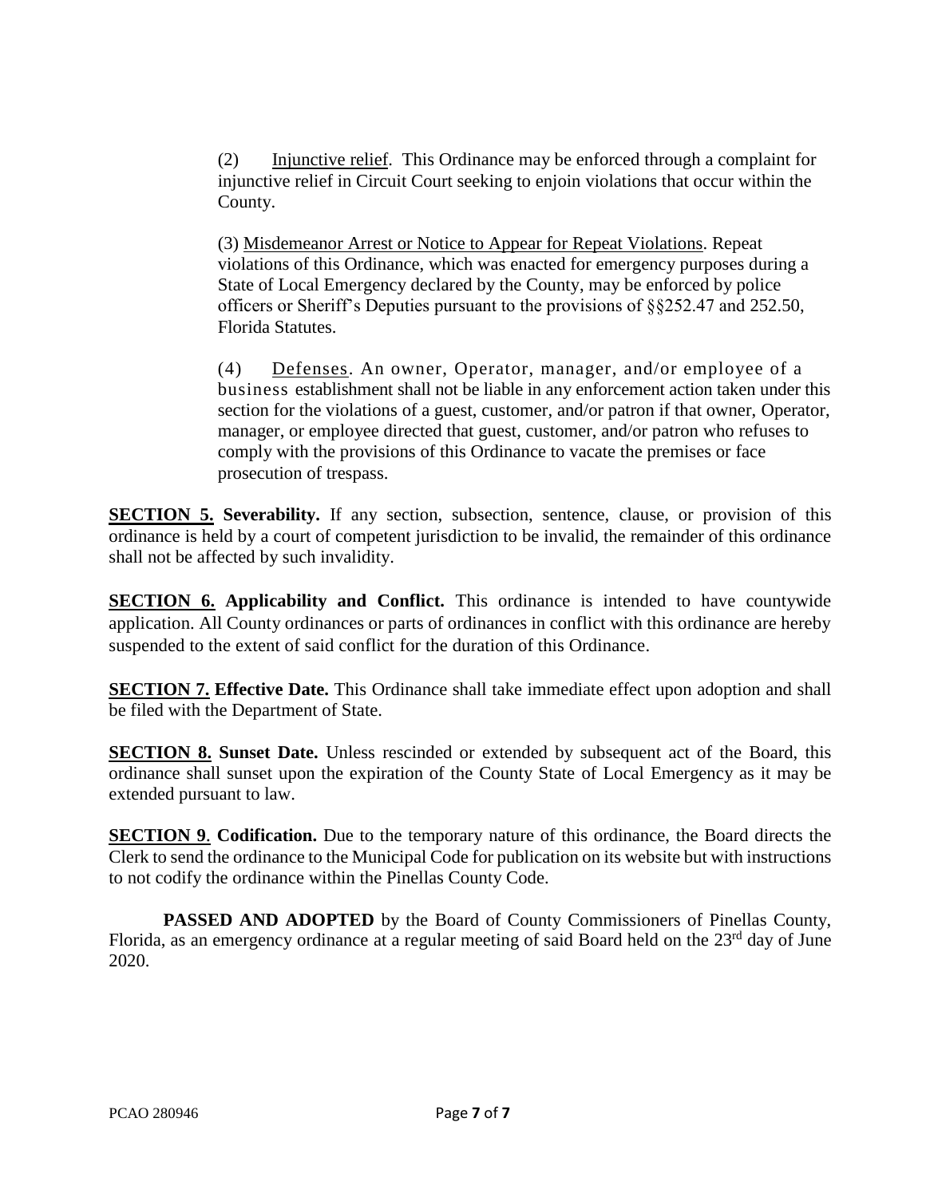(2) Injunctive relief. This Ordinance may be enforced through a complaint for injunctive relief in Circuit Court seeking to enjoin violations that occur within the County.

(3) Misdemeanor Arrest or Notice to Appear for Repeat Violations. Repeat violations of this Ordinance, which was enacted for emergency purposes during a State of Local Emergency declared by the County, may be enforced by police officers or Sheriff's Deputies pursuant to the provisions of §§252.47 and 252.50, Florida Statutes.

(4) Defenses. An owner, Operator, manager, and/or employee of a business establishment shall not be liable in any enforcement action taken under this section for the violations of a guest, customer, and/or patron if that owner, Operator, manager, or employee directed that guest, customer, and/or patron who refuses to comply with the provisions of this Ordinance to vacate the premises or face prosecution of trespass.

**SECTION 5. Severability.** If any section, subsection, sentence, clause, or provision of this ordinance is held by a court of competent jurisdiction to be invalid, the remainder of this ordinance shall not be affected by such invalidity.

**SECTION 6. Applicability and Conflict.** This ordinance is intended to have countywide application. All County ordinances or parts of ordinances in conflict with this ordinance are hereby suspended to the extent of said conflict for the duration of this Ordinance.

**SECTION 7. Effective Date.** This Ordinance shall take immediate effect upon adoption and shall be filed with the Department of State.

**SECTION 8. Sunset Date.** Unless rescinded or extended by subsequent act of the Board, this ordinance shall sunset upon the expiration of the County State of Local Emergency as it may be extended pursuant to law.

**SECTION 9. Codification.** Due to the temporary nature of this ordinance, the Board directs the Clerk to send the ordinance to the Municipal Code for publication on its website but with instructions to not codify the ordinance within the Pinellas County Code.

**PASSED AND ADOPTED** by the Board of County Commissioners of Pinellas County, Florida, as an emergency ordinance at a regular meeting of said Board held on the 23rd day of June 2020.

PCAO 280946